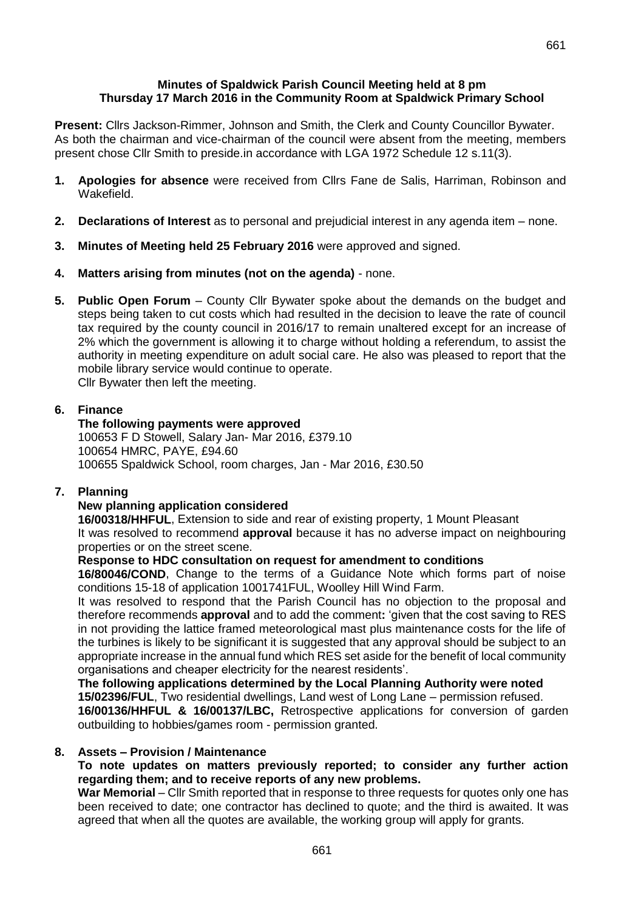**Minutes of Spaldwick Parish Council Meeting held at 8 pm**
**Thursday 17 March 2016 in the Community Room at Spaldwick Primary School**

**Present:** Cllrs Jackson-Rimmer, Johnson and Smith, the Clerk and County Councillor Bywater. As both the chairman and vice-chairman of the council were absent from the meeting, members present chose Cllr Smith to preside.in accordance with LGA 1972 Schedule 12 s.11(3).

1. **Apologies for absence** were received from Cllrs Fane de Salis, Harriman, Robinson and Wakefield.

2. **Declarations of Interest** as to personal and prejudicial interest in any agenda item – none.

3. **Minutes of Meeting held 25 February 2016** were approved and signed.

4. **Matters arising from minutes (not on the agenda)** - none.

5. **Public Open Forum** – County Cllr Bywater spoke about the demands on the budget and steps being taken to cut costs which had resulted in the decision to leave the rate of council tax required by the county council in 2016/17 to remain unaltered except for an increase of 2% which the government is allowing it to charge without holding a referendum, to assist the authority in meeting expenditure on adult social care. He also was pleased to report that the mobile library service would continue to operate.
   Cllr Bywater then left the meeting.

6. **Finance**

   **The following payments were approved**
   100653 F D Stowell, Salary Jan- Mar 2016, £379.10
   100654 HMRC, PAYE, £94.60
   100655 Spaldwick School, room charges, Jan - Mar 2016, £30.50

7. **Planning**

   **New planning application considered**
   **16/00318/HHFUL**, Extension to side and rear of existing property, 1 Mount Pleasant
   It was resolved to recommend **approval** because it has no adverse impact on neighbouring properties or on the street scene.

   **Response to HDC consultation on request for amendment to conditions**
   **16/80046/COND**, Change to the terms of a Guidance Note which forms part of noise conditions 15-18 of application 1001741FUL, Woolley Hill Wind Farm.
   It was resolved to respond that the Parish Council has no objection to the proposal and therefore recommends **approval** and to add the comment**:** 'given that the cost saving to RES in not providing the lattice framed meteorological mast plus maintenance costs for the life of the turbines is likely to be significant it is suggested that any approval should be subject to an appropriate increase in the annual fund which RES set aside for the benefit of local community organisations and cheaper electricity for the nearest residents'.

   **The following applications determined by the Local Planning Authority were noted**
   **15/02396/FUL**, Two residential dwellings, Land west of Long Lane – permission refused.
   **16/00136/HHFUL & 16/00137/LBC,** Retrospective applications for conversion of garden outbuilding to hobbies/games room - permission granted.

8. **Assets – Provision / Maintenance**

   **To note updates on matters previously reported; to consider any further action regarding them; and to receive reports of any new problems.**
   **War Memorial** – Cllr Smith reported that in response to three requests for quotes only one has been received to date; one contractor has declined to quote; and the third is awaited. It was agreed that when all the quotes are available, the working group will apply for grants.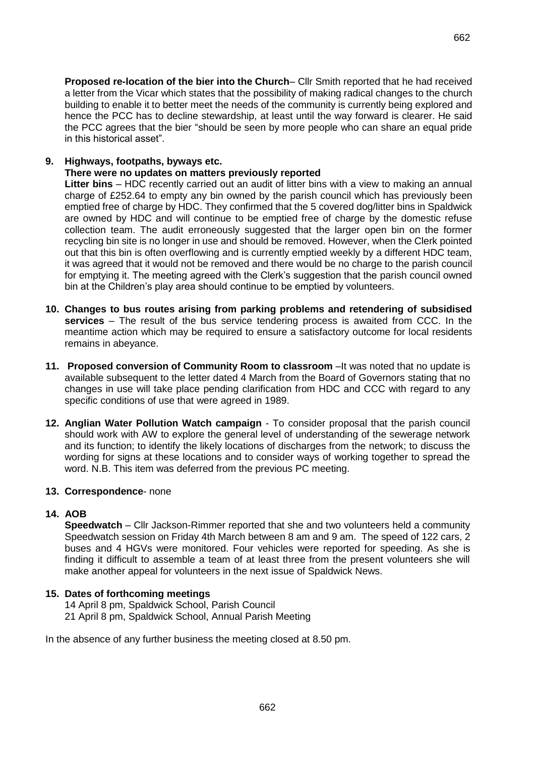**Proposed re-location of the bier into the Church**– Cllr Smith reported that he had received a letter from the Vicar which states that the possibility of making radical changes to the church building to enable it to better meet the needs of the community is currently being explored and hence the PCC has to decline stewardship, at least until the way forward is clearer. He said the PCC agrees that the bier "should be seen by more people who can share an equal pride in this historical asset".

**9. Highways, footpaths, byways etc.**

**There were no updates on matters previously reported**

**Litter bins** – HDC recently carried out an audit of litter bins with a view to making an annual charge of £252.64 to empty any bin owned by the parish council which has previously been emptied free of charge by HDC. They confirmed that the 5 covered dog/litter bins in Spaldwick are owned by HDC and will continue to be emptied free of charge by the domestic refuse collection team. The audit erroneously suggested that the larger open bin on the former recycling bin site is no longer in use and should be removed. However, when the Clerk pointed out that this bin is often overflowing and is currently emptied weekly by a different HDC team, it was agreed that it would not be removed and there would be no charge to the parish council for emptying it. The meeting agreed with the Clerk's suggestion that the parish council owned bin at the Children's play area should continue to be emptied by volunteers.

**10. Changes to bus routes arising from parking problems and retendering of subsidised services** – The result of the bus service tendering process is awaited from CCC. In the meantime action which may be required to ensure a satisfactory outcome for local residents remains in abeyance.

**11. Proposed conversion of Community Room to classroom** –It was noted that no update is available subsequent to the letter dated 4 March from the Board of Governors stating that no changes in use will take place pending clarification from HDC and CCC with regard to any specific conditions of use that were agreed in 1989.

**12. Anglian Water Pollution Watch campaign** - To consider proposal that the parish council should work with AW to explore the general level of understanding of the sewerage network and its function; to identify the likely locations of discharges from the network; to discuss the wording for signs at these locations and to consider ways of working together to spread the word. N.B. This item was deferred from the previous PC meeting.

**13. Correspondence**- none

**14. AOB**

**Speedwatch** – Cllr Jackson-Rimmer reported that she and two volunteers held a community Speedwatch session on Friday 4th March between 8 am and 9 am. The speed of 122 cars, 2 buses and 4 HGVs were monitored. Four vehicles were reported for speeding. As she is finding it difficult to assemble a team of at least three from the present volunteers she will make another appeal for volunteers in the next issue of Spaldwick News.

**15. Dates of forthcoming meetings**

14 April 8 pm, Spaldwick School, Parish Council
21 April 8 pm, Spaldwick School, Annual Parish Meeting

In the absence of any further business the meeting closed at 8.50 pm.